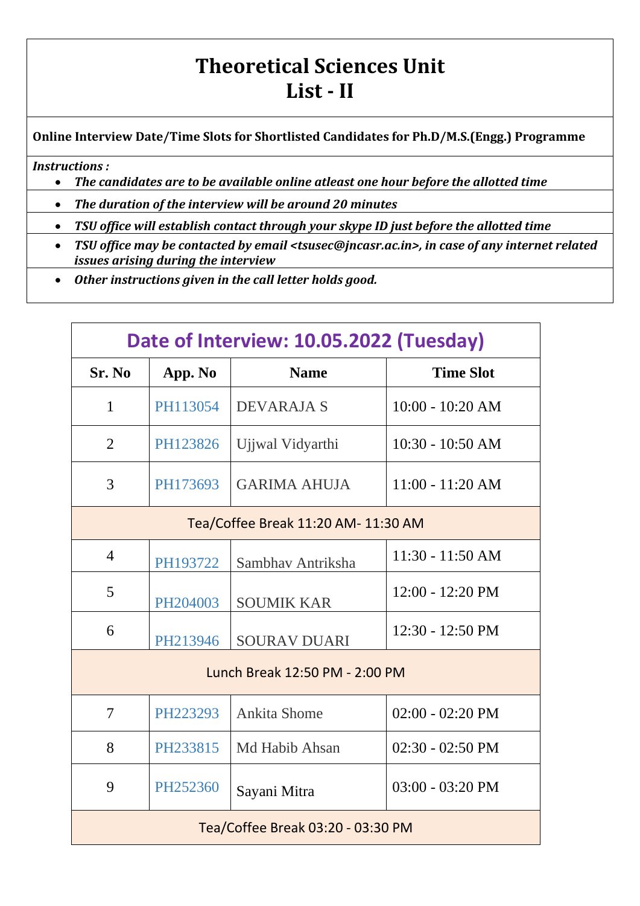# Theoretical Sciences Unit
# List - II

**Online Interview Date/Time Slots for Shortlisted Candidates for Ph.D/M.S.(Engg.) Programme**

***Instructions :***

- ***The candidates are to be available online atleast one hour before the allotted time***
- ***The duration of the interview will be around 20 minutes***
- ***TSU office will establish contact through your skype ID just before the allotted time***
- ***TSU office may be contacted by email <tsusec@jncasr.ac.in>, in case of any internet related issues arising during the interview***
- ***Other instructions given in the call letter holds good.***

| Date of Interview: 10.05.2022 (Tuesday) | | | |
|---|---|---|---|
| **Sr. No** | **App. No** | **Name** | **Time Slot** |
| 1 | PH113054 | DEVARAJA S | 10:00 - 10:20 AM |
| 2 | PH123826 | Ujjwal Vidyarthi | 10:30 - 10:50 AM |
| 3 | PH173693 | GARIMA AHUJA | 11:00 - 11:20 AM |
| Tea/Coffee Break 11:20 AM- 11:30 AM | | | |
| 4 | PH193722 | Sambhav Antriksha | 11:30 - 11:50 AM |
| 5 | PH204003 | SOUMIK KAR | 12:00 - 12:20 PM |
| 6 | PH213946 | SOURAV DUARI | 12:30 - 12:50 PM |
| Lunch Break 12:50 PM - 2:00 PM | | | |
| 7 | PH223293 | Ankita Shome | 02:00 - 02:20 PM |
| 8 | PH233815 | Md Habib Ahsan | 02:30 - 02:50 PM |
| 9 | PH252360 | Sayani Mitra | 03:00 - 03:20 PM |
| Tea/Coffee Break 03:20 - 03:30 PM | | | |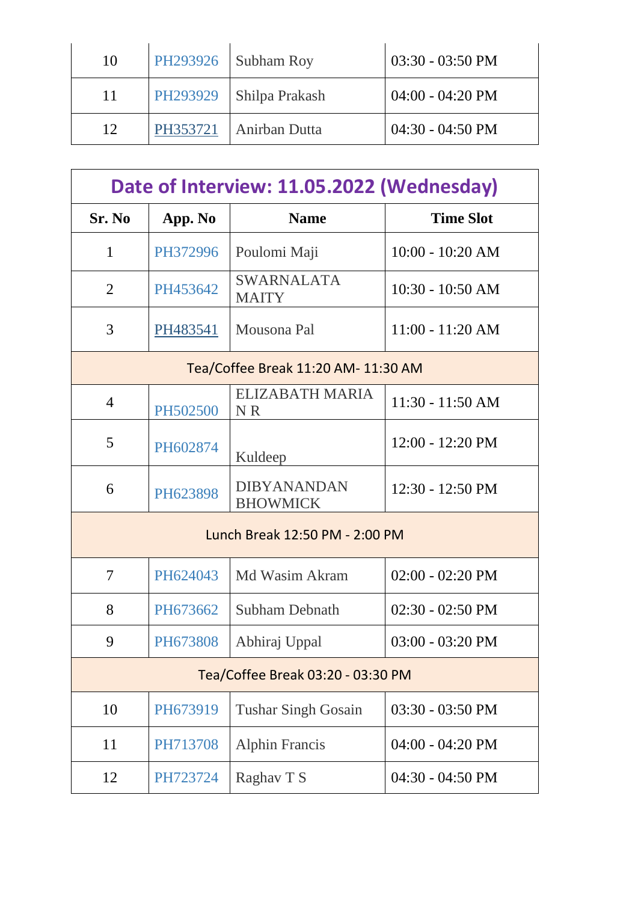| Sr. No | App. No | Name | Time Slot |
|---|---|---|---|
| 10 | PH293926 | Subham Roy | 03:30 - 03:50 PM |
| 11 | PH293929 | Shilpa Prakash | 04:00 - 04:20 PM |
| 12 | PH353721 | Anirban Dutta | 04:30 - 04:50 PM |

| Date of Interview: 11.05.2022 (Wednesday) | | | |
|---|---|---|---|
| **Sr. No** | **App. No** | **Name** | **Time Slot** |
| 1 | PH372996 | Poulomi Maji | 10:00 - 10:20 AM |
| 2 | PH453642 | SWARNALATA MAITY | 10:30 - 10:50 AM |
| 3 | PH483541 | Mousona Pal | 11:00 - 11:20 AM |
| Tea/Coffee Break 11:20 AM- 11:30 AM | | | |
| 4 | PH502500 | ELIZABATH MARIA N R | 11:30 - 11:50 AM |
| 5 | PH602874 | Kuldeep | 12:00 - 12:20 PM |
| 6 | PH623898 | DIBYANANDAN BHOWMICK | 12:30 - 12:50 PM |
| Lunch Break 12:50 PM - 2:00 PM | | | |
| 7 | PH624043 | Md Wasim Akram | 02:00 - 02:20 PM |
| 8 | PH673662 | Subham Debnath | 02:30 - 02:50 PM |
| 9 | PH673808 | Abhiraj Uppal | 03:00 - 03:20 PM |
| Tea/Coffee Break 03:20 - 03:30 PM | | | |
| 10 | PH673919 | Tushar Singh Gosain | 03:30 - 03:50 PM |
| 11 | PH713708 | Alphin Francis | 04:00 - 04:20 PM |
| 12 | PH723724 | Raghav T S | 04:30 - 04:50 PM |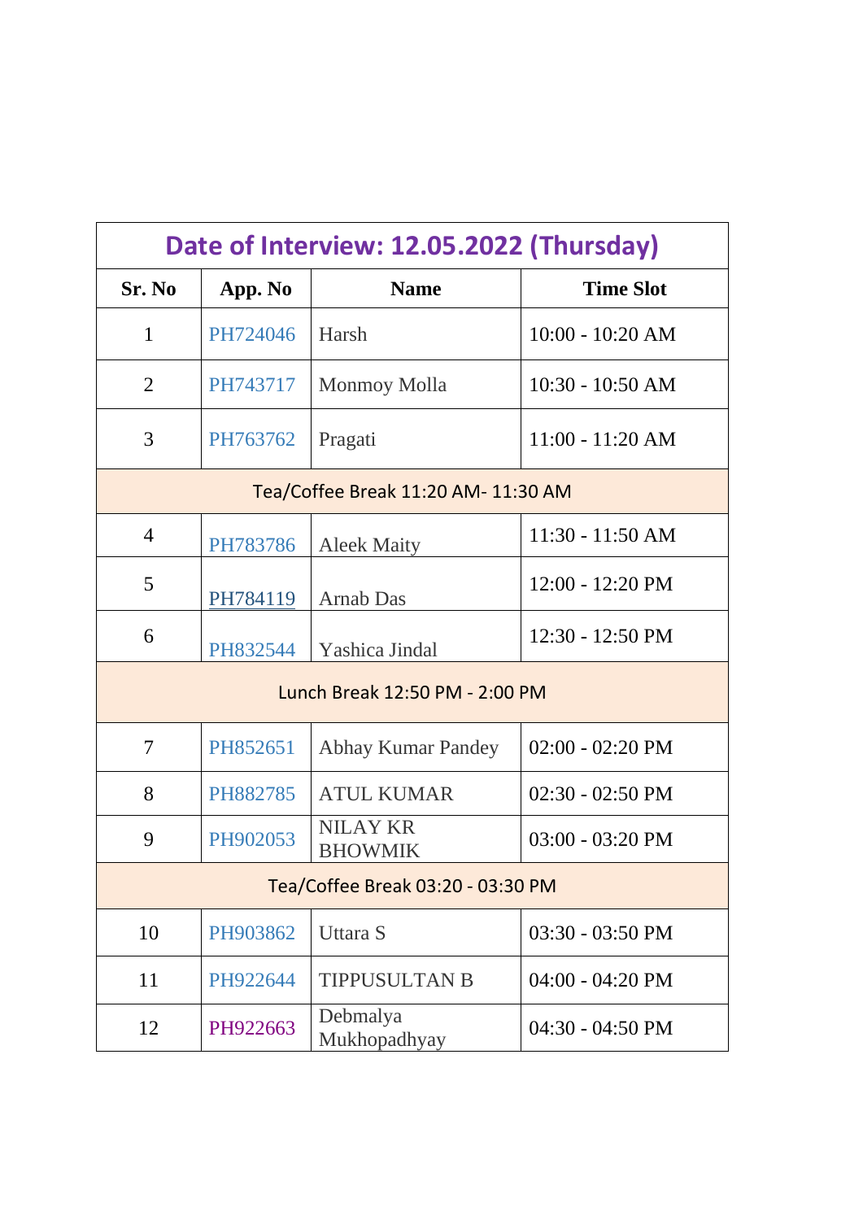| Date of Interview: 12.05.2022 (Thursday) | | | |
|---|---|---|---|
| **Sr. No** | **App. No** | **Name** | **Time Slot** |
| 1 | PH724046 | Harsh | 10:00 - 10:20 AM |
| 2 | PH743717 | Monmoy Molla | 10:30 - 10:50 AM |
| 3 | PH763762 | Pragati | 11:00 - 11:20 AM |
| Tea/Coffee Break 11:20 AM- 11:30 AM | | | |
| 4 | PH783786 | Aleek Maity | 11:30 - 11:50 AM |
| 5 | PH784119 | Arnab Das | 12:00 - 12:20 PM |
| 6 | PH832544 | Yashica Jindal | 12:30 - 12:50 PM |
| Lunch Break 12:50 PM - 2:00 PM | | | |
| 7 | PH852651 | Abhay Kumar Pandey | 02:00 - 02:20 PM |
| 8 | PH882785 | ATUL KUMAR | 02:30 - 02:50 PM |
| 9 | PH902053 | NILAY KR BHOWMIK | 03:00 - 03:20 PM |
| Tea/Coffee Break 03:20 - 03:30 PM | | | |
| 10 | PH903862 | Uttara S | 03:30 - 03:50 PM |
| 11 | PH922644 | TIPPUSULTAN B | 04:00 - 04:20 PM |
| 12 | PH922663 | Debmalya Mukhopadhyay | 04:30 - 04:50 PM |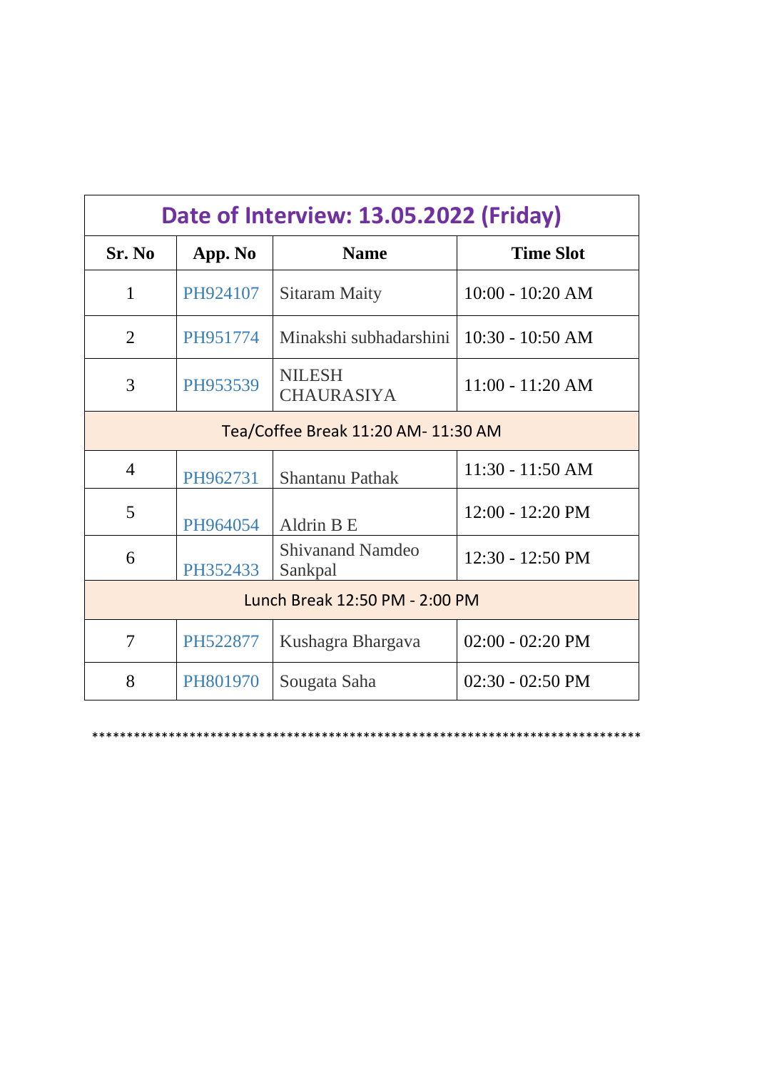| Date of Interview: 13.05.2022 (Friday) | | | |
|---|---|---|---|
| **Sr. No** | **App. No** | **Name** | **Time Slot** |
| 1 | PH924107 | Sitaram Maity | 10:00 - 10:20 AM |
| 2 | PH951774 | Minakshi subhadarshini | 10:30 - 10:50 AM |
| 3 | PH953539 | NILESH CHAURASIYA | 11:00 - 11:20 AM |
| Tea/Coffee Break 11:20 AM- 11:30 AM | | | |
| 4 | PH962731 | Shantanu Pathak | 11:30 - 11:50 AM |
| 5 | PH964054 | Aldrin B E | 12:00 - 12:20 PM |
| 6 | PH352433 | Shivanand Namdeo Sankpal | 12:30 - 12:50 PM |
| Lunch Break 12:50 PM - 2:00 PM | | | |
| 7 | PH522877 | Kushagra Bhargava | 02:00 - 02:20 PM |
| 8 | PH801970 | Sougata Saha | 02:30 - 02:50 PM |

*********************************************************************************